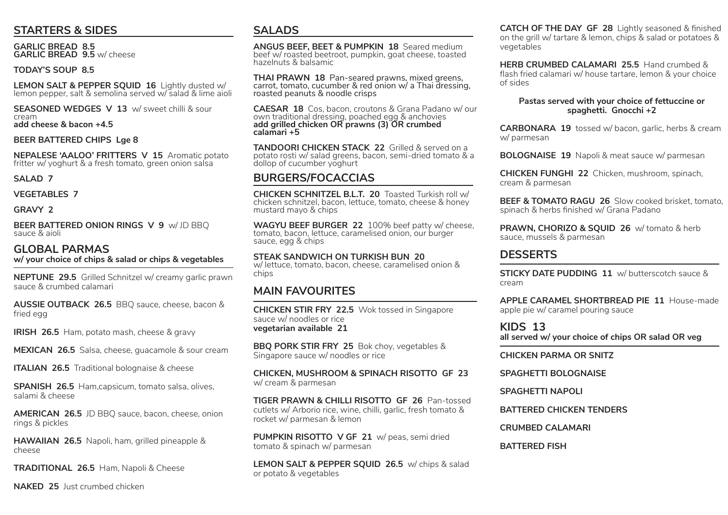## STARTERS & SIDES

**GARLIC BREAD 8.5**
**GARLIC BREAD 9.5** w/ cheese

**TODAY'S SOUP 8.5**

**LEMON SALT & PEPPER SQUID 16** Lightly dusted w/ lemon pepper, salt & semolina served w/ salad & lime aioli

**SEASONED WEDGES V 13** w/ sweet chilli & sour cream
**add cheese & bacon +4.5**

**BEER BATTERED CHIPS Lge 8**

**NEPALESE 'AALOO' FRITTERS V 15** Aromatic potato fritter w/ yoghurt & a fresh tomato, green onion salsa

**SALAD 7**

**VEGETABLES 7**

**GRAVY 2**

**BEER BATTERED ONION RINGS V 9** w/ JD BBQ sauce & aioli

## GLOBAL PARMAS

**w/ your choice of chips & salad or chips & vegetables**

**NEPTUNE 29.5** Grilled Schnitzel w/ creamy garlic prawn sauce & crumbed calamari

**AUSSIE OUTBACK 26.5** BBQ sauce, cheese, bacon & fried egg

**IRISH 26.5** Ham, potato mash, cheese & gravy

**MEXICAN 26.5** Salsa, cheese, guacamole & sour cream

**ITALIAN 26.5** Traditional bolognaise & cheese

**SPANISH 26.5** Ham,capsicum, tomato salsa, olives, salami & cheese

**AMERICAN 26.5** JD BBQ sauce, bacon, cheese, onion rings & pickles

**HAWAIIAN 26.5** Napoli, ham, grilled pineapple & cheese

**TRADITIONAL 26.5** Ham, Napoli & Cheese

**NAKED 25** Just crumbed chicken

## SALADS

**ANGUS BEEF, BEET & PUMPKIN 18** Seared medium beef w/ roasted beetroot, pumpkin, goat cheese, toasted hazelnuts & balsamic

**THAI PRAWN 18 Pan-seared prawns, mixed greens, carrot, tomato, cucumber & red onion w/ a Thai dressing, roasted peanuts & noodle crisps**

**CAESAR 18** Cos, bacon, croutons & Grana Padano w/ our own traditional dressing, poached egg & anchovies
**add grilled chicken OR prawns (3) OR crumbed calamari +5**

**TANDOORI CHICKEN STACK 22** Grilled & served on a potato rosti w/ salad greens, bacon, semi-dried tomato & a dollop of cucumber yoghurt

## BURGERS/FOCACCIAS

**CHICKEN SCHNITZEL B.L.T. 20** Toasted Turkish roll w/ chicken schnitzel, bacon, lettuce, tomato, cheese & honey mustard mayo & chips

**WAGYU BEEF BURGER 22** 100% beef patty w/ cheese, tomato, bacon, lettuce, caramelised onion, our burger sauce, egg & chips

**STEAK SANDWICH ON TURKISH BUN 20**
w/ lettuce, tomato, bacon, cheese, caramelised onion & chips

## MAIN FAVOURITES

**CHICKEN STIR FRY 22.5** Wok tossed in Singapore sauce w/ noodles or rice
**vegetarian available 21**

**BBQ PORK STIR FRY 25** Bok choy, vegetables & Singapore sauce w/ noodles or rice

**CHICKEN, MUSHROOM & SPINACH RISOTTO GF 23** w/ cream & parmesan

**TIGER PRAWN & CHILLI RISOTTO GF 26** Pan-tossed cutlets w/ Arborio rice, wine, chilli, garlic, fresh tomato & rocket w/ parmesan & lemon

**PUMPKIN RISOTTO V GF 21** w/ peas, semi dried tomato & spinach w/ parmesan

**LEMON SALT & PEPPER SQUID 26.5** w/ chips & salad or potato & vegetables

**CATCH OF THE DAY GF 28** Lightly seasoned & finished on the grill w/ tartare & lemon, chips & salad or potatoes & vegetables

**HERB CRUMBED CALAMARI 25.5** Hand crumbed & flash fried calamari w/ house tartare, lemon & your choice of sides

**Pastas served with your choice of fettuccine or spaghetti. Gnocchi +2**

**CARBONARA 19** tossed w/ bacon, garlic, herbs & cream w/ parmesan

**BOLOGNAISE 19** Napoli & meat sauce w/ parmesan

**CHICKEN FUNGHI 22** Chicken, mushroom, spinach, cream & parmesan

**BEEF & TOMATO RAGU 26** Slow cooked brisket, tomato, spinach & herbs finished w/ Grana Padano

**PRAWN, CHORIZO & SQUID 26** w/ tomato & herb sauce, mussels & parmesan

## DESSERTS

**STICKY DATE PUDDING 11** w/ butterscotch sauce & cream

**APPLE CARAMEL SHORTBREAD PIE 11** House-made apple pie w/ caramel pouring sauce

## KIDS 13

**all served w/ your choice of chips OR salad OR veg**

**CHICKEN PARMA OR SNITZ**

**SPAGHETTI BOLOGNAISE**

**SPAGHETTI NAPOLI**

**BATTERED CHICKEN TENDERS**

**CRUMBED CALAMARI**

**BATTERED FISH**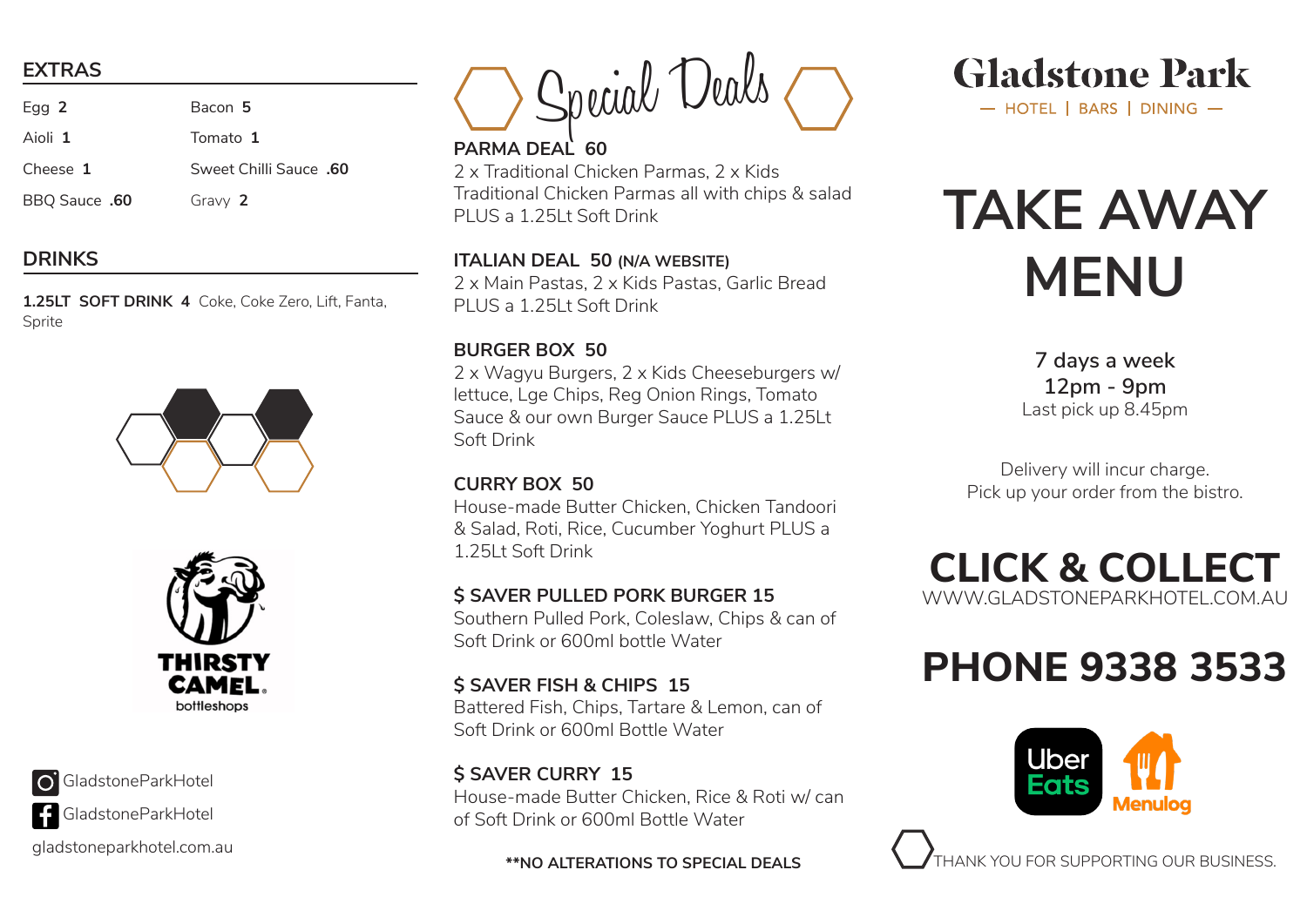## EXTRAS

| | |
|---|---|
| Egg **2** | Bacon **5** |
| Aioli **1** | Tomato **1** |
| Cheese **1** | Sweet Chilli Sauce **.60** |
| BBQ Sauce **.60** | Gravy **2** |

## DRINKS

**1.25LT SOFT DRINK 4** Coke, Coke Zero, Lift, Fanta, Sprite

THIRSTY CAMEL bottleshops

GladstoneParkHotel

GladstoneParkHotel

gladstoneparkhotel.com.au

# Special Deals

**PARMA DEAL 60**
2 x Traditional Chicken Parmas, 2 x Kids Traditional Chicken Parmas all with chips & salad PLUS a 1.25Lt Soft Drink

**ITALIAN DEAL 50 (N/A WEBSITE)**
2 x Main Pastas, 2 x Kids Pastas, Garlic Bread PLUS a 1.25Lt Soft Drink

**BURGER BOX 50**
2 x Wagyu Burgers, 2 x Kids Cheeseburgers w/ lettuce, Lge Chips, Reg Onion Rings, Tomato Sauce & our own Burger Sauce PLUS a 1.25Lt Soft Drink

**CURRY BOX 50**
House-made Butter Chicken, Chicken Tandoori & Salad, Roti, Rice, Cucumber Yoghurt PLUS a 1.25Lt Soft Drink

**$ SAVER PULLED PORK BURGER 15**
Southern Pulled Pork, Coleslaw, Chips & can of Soft Drink or 600ml bottle Water

**$ SAVER FISH & CHIPS 15**
Battered Fish, Chips, Tartare & Lemon, can of Soft Drink or 600ml Bottle Water

**$ SAVER CURRY 15**
House-made Butter Chicken, Rice & Roti w/ can of Soft Drink or 600ml Bottle Water

**\*\*NO ALTERATIONS TO SPECIAL DEALS**

# Gladstone Park

— HOTEL | BARS | DINING —

# TAKE AWAY MENU

7 days a week
12pm - 9pm
Last pick up 8.45pm

Delivery will incur charge.
Pick up your order from the bistro.

## CLICK & COLLECT

WWW.GLADSTONEPARKHOTEL.COM.AU

## PHONE 9338 3533

Uber Eats

Menulog

THANK YOU FOR SUPPORTING OUR BUSINESS.